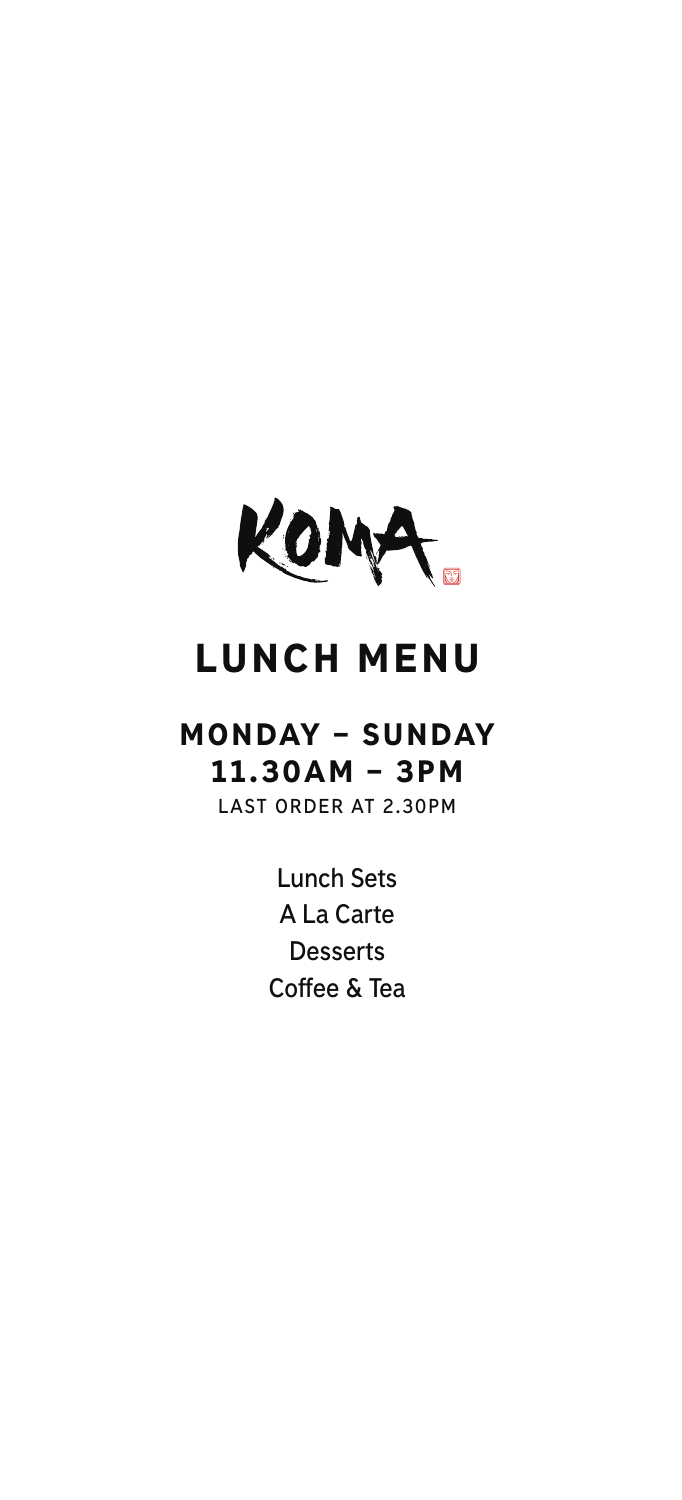# KOMA

## LUNCH MENU

### MONDAY – SUNDAY
### 11.30AM – 3PM

LAST ORDER AT 2.30PM

Lunch Sets
A La Carte
Desserts
Coffee & Tea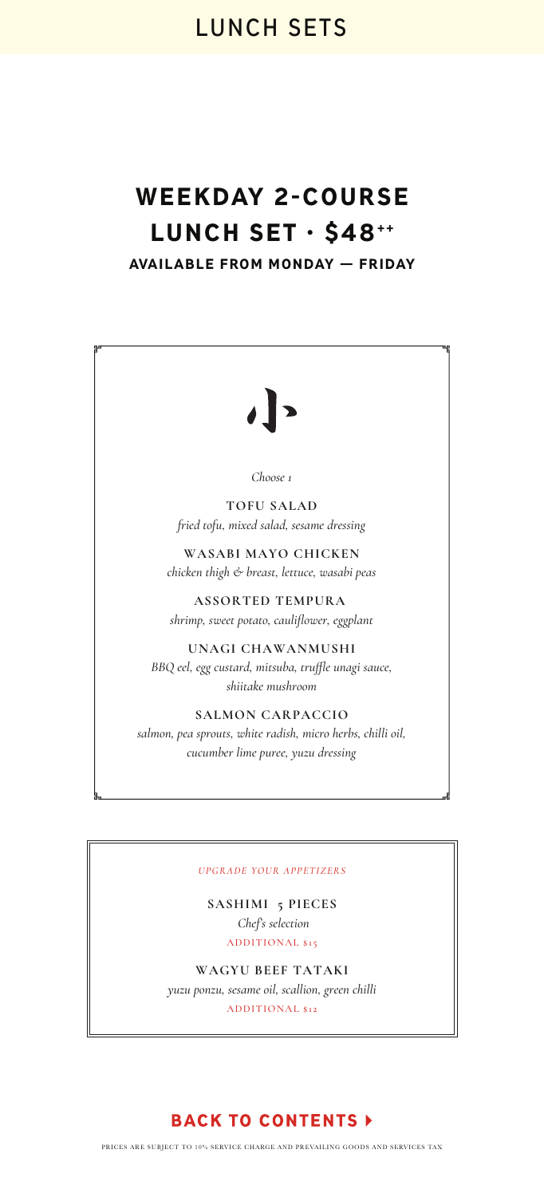# LUNCH SETS

## WEEKDAY 2-COURSE LUNCH SET · $48++

**AVAILABLE FROM MONDAY — FRIDAY**

### 小

*Choose 1*

**TOFU SALAD**
*fried tofu, mixed salad, sesame dressing*

**WASABI MAYO CHICKEN**
*chicken thigh & breast, lettuce, wasabi peas*

**ASSORTED TEMPURA**
*shrimp, sweet potato, cauliflower, eggplant*

**UNAGI CHAWANMUSHI**
*BBQ eel, egg custard, mitsuba, truffle unagi sauce, shiitake mushroom*

**SALMON CARPACCIO**
*salmon, pea sprouts, white radish, micro herbs, chilli oil, cucumber lime puree, yuzu dressing*

*UPGRADE YOUR APPETIZERS*

**SASHIMI 5 PIECES**
*Chef's selection*
ADDITIONAL $15

**WAGYU BEEF TATAKI**
*yuzu ponzu, sesame oil, scallion, green chilli*
ADDITIONAL $12

**BACK TO CONTENTS ▸**

PRICES ARE SUBJECT TO 10% SERVICE CHARGE AND PREVAILING GOODS AND SERVICES TAX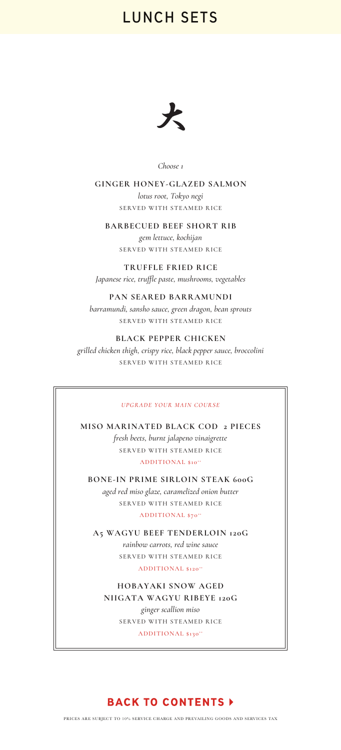# LUNCH SETS

大

*Choose 1*

**GINGER HONEY-GLAZED SALMON**
*lotus root, Tokyo negi*
SERVED WITH STEAMED RICE

**BARBECUED BEEF SHORT RIB**
*gem lettuce, kochijan*
SERVED WITH STEAMED RICE

**TRUFFLE FRIED RICE**
*Japanese rice, truffle paste, mushrooms, vegetables*

**PAN SEARED BARRAMUNDI**
*barramundi, sansho sauce, green dragon, bean sprouts*
SERVED WITH STEAMED RICE

**BLACK PEPPER CHICKEN**
*grilled chicken thigh, crispy rice, black pepper sauce, broccolini*
SERVED WITH STEAMED RICE

*UPGRADE YOUR MAIN COURSE*

**MISO MARINATED BLACK COD 2 PIECES**
*fresh beets, burnt jalapeno vinaigrette*
SERVED WITH STEAMED RICE
ADDITIONAL $10++

**BONE-IN PRIME SIRLOIN STEAK 600G**
*aged red miso glaze, caramelized onion butter*
SERVED WITH STEAMED RICE
ADDITIONAL $70++

**A5 WAGYU BEEF TENDERLOIN 120G**
*rainbow carrots, red wine sauce*
SERVED WITH STEAMED RICE
ADDITIONAL $120++

**HOBAYAKI SNOW AGED NIIGATA WAGYU RIBEYE 120G**
*ginger scallion miso*
SERVED WITH STEAMED RICE
ADDITIONAL $130++

**BACK TO CONTENTS ▸**

PRICES ARE SUBJECT TO 10% SERVICE CHARGE AND PREVAILING GOODS AND SERVICES TAX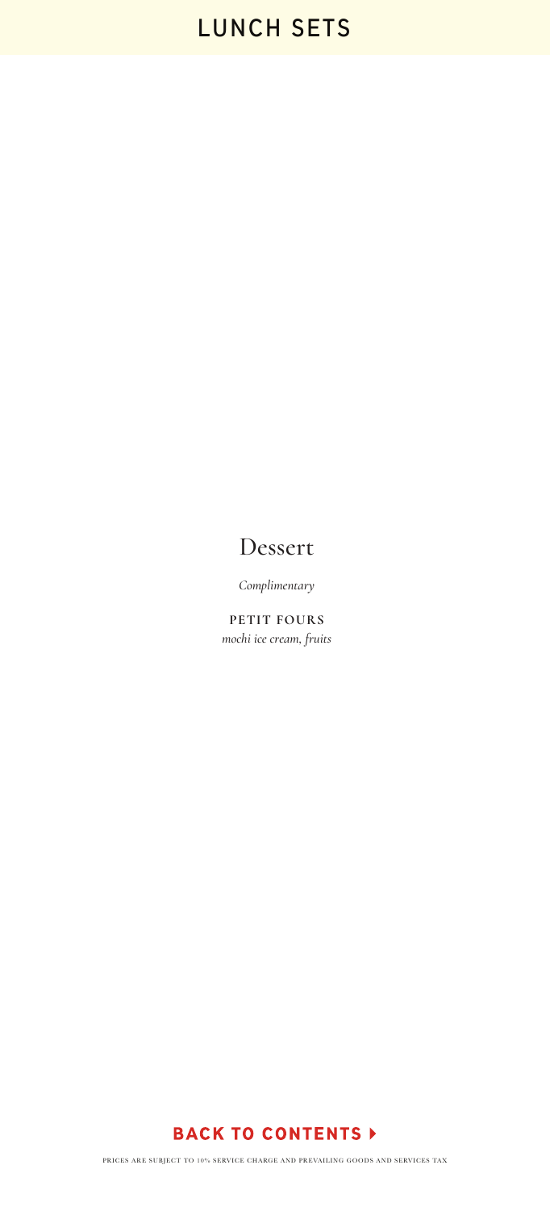# LUNCH SETS

## Dessert

*Complimentary*

**PETIT FOURS**
*mochi ice cream, fruits*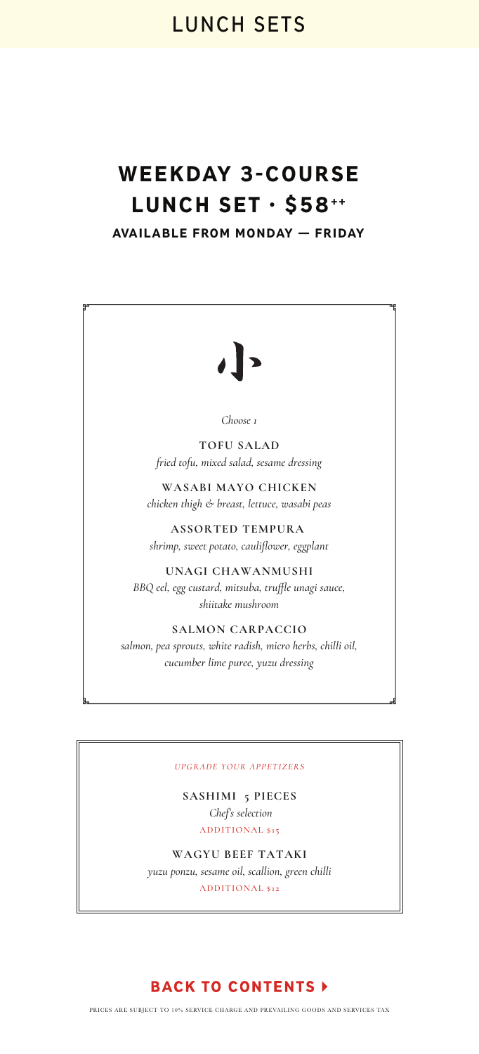# LUNCH SETS

## WEEKDAY 3-COURSE LUNCH SET · $58++

**AVAILABLE FROM MONDAY — FRIDAY**

小

*Choose 1*

**TOFU SALAD**
*fried tofu, mixed salad, sesame dressing*

**WASABI MAYO CHICKEN**
*chicken thigh & breast, lettuce, wasabi peas*

**ASSORTED TEMPURA**
*shrimp, sweet potato, cauliflower, eggplant*

**UNAGI CHAWANMUSHI**
*BBQ eel, egg custard, mitsuba, truffle unagi sauce, shiitake mushroom*

**SALMON CARPACCIO**
*salmon, pea sprouts, white radish, micro herbs, chilli oil, cucumber lime puree, yuzu dressing*

*UPGRADE YOUR APPETIZERS*

**SASHIMI 5 PIECES**
*Chef's selection*
ADDITIONAL $15

**WAGYU BEEF TATAKI**
*yuzu ponzu, sesame oil, scallion, green chilli*
ADDITIONAL $12

**BACK TO CONTENTS ▸**

PRICES ARE SUBJECT TO 10% SERVICE CHARGE AND PREVAILING GOODS AND SERVICES TAX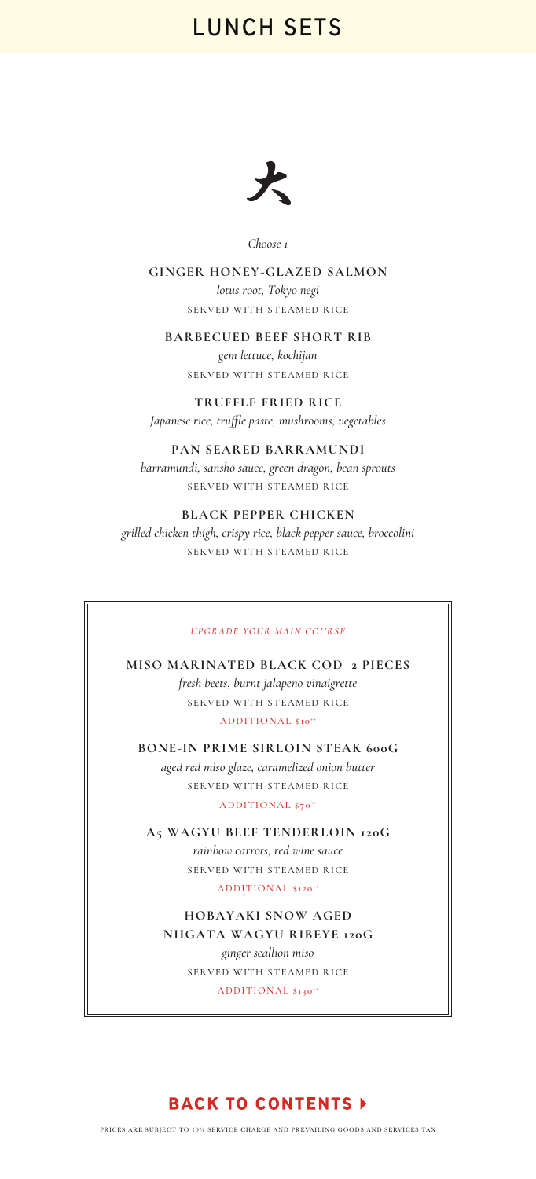# LUNCH SETS

大

*Choose 1*

**GINGER HONEY-GLAZED SALMON**
*lotus root, Tokyo negi*
SERVED WITH STEAMED RICE

**BARBECUED BEEF SHORT RIB**
*gem lettuce, kochijan*
SERVED WITH STEAMED RICE

**TRUFFLE FRIED RICE**
*Japanese rice, truffle paste, mushrooms, vegetables*

**PAN SEARED BARRAMUNDI**
*barramundi, sansho sauce, green dragon, bean sprouts*
SERVED WITH STEAMED RICE

**BLACK PEPPER CHICKEN**
*grilled chicken thigh, crispy rice, black pepper sauce, broccolini*
SERVED WITH STEAMED RICE

*UPGRADE YOUR MAIN COURSE*

**MISO MARINATED BLACK COD 2 PIECES**
*fresh beets, burnt jalapeno vinaigrette*
SERVED WITH STEAMED RICE
ADDITIONAL $10++

**BONE-IN PRIME SIRLOIN STEAK 600G**
*aged red miso glaze, caramelized onion butter*
SERVED WITH STEAMED RICE
ADDITIONAL $70++

**A5 WAGYU BEEF TENDERLOIN 120G**
*rainbow carrots, red wine sauce*
SERVED WITH STEAMED RICE
ADDITIONAL $120++

**HOBAYAKI SNOW AGED NIIGATA WAGYU RIBEYE 120G**
*ginger scallion miso*
SERVED WITH STEAMED RICE
ADDITIONAL $130++

**BACK TO CONTENTS ▸**

PRICES ARE SUBJECT TO 10% SERVICE CHARGE AND PREVAILING GOODS AND SERVICES TAX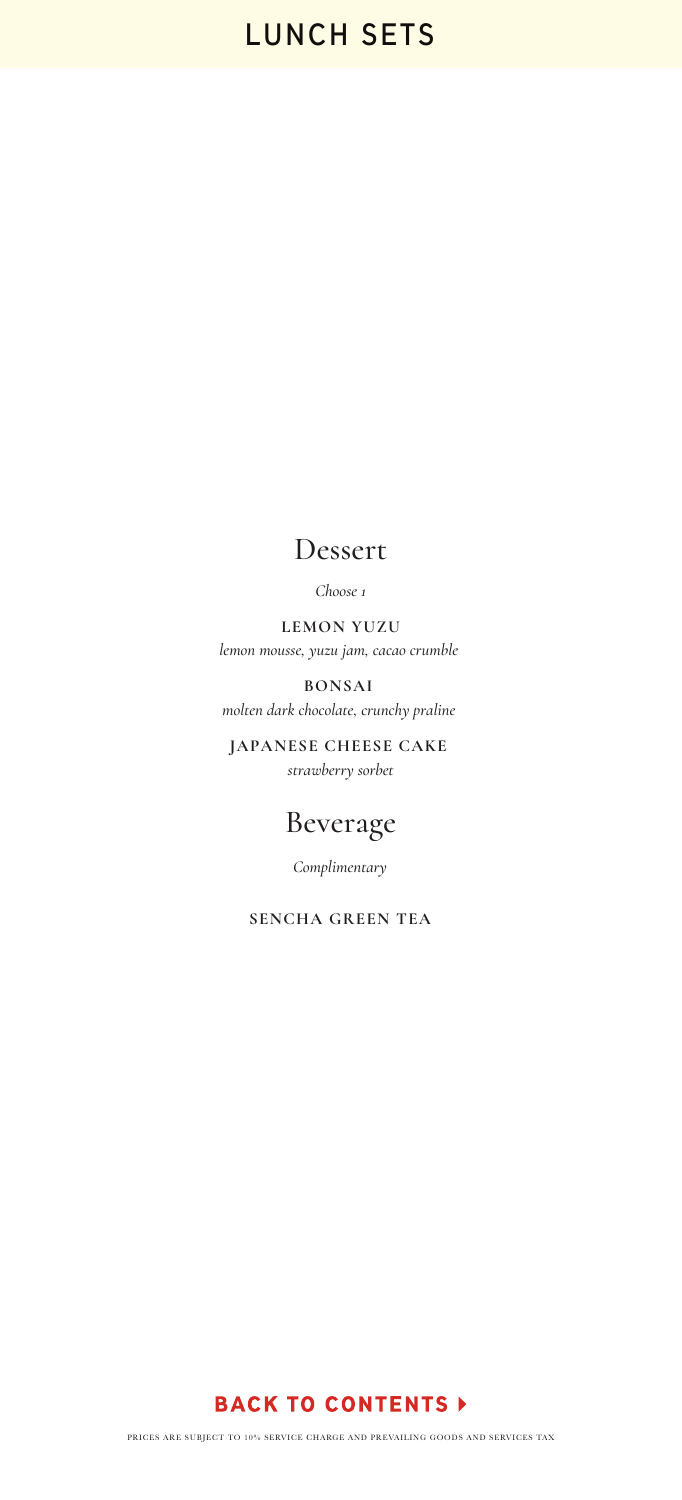# LUNCH SETS

## Dessert

*Choose 1*

**LEMON YUZU**
*lemon mousse, yuzu jam, cacao crumble*

**BONSAI**
*molten dark chocolate, crunchy praline*

**JAPANESE CHEESE CAKE**
*strawberry sorbet*

## Beverage

*Complimentary*

**SENCHA GREEN TEA**

**BACK TO CONTENTS ▶**

PRICES ARE SUBJECT TO 10% SERVICE CHARGE AND PREVAILING GOODS AND SERVICES TAX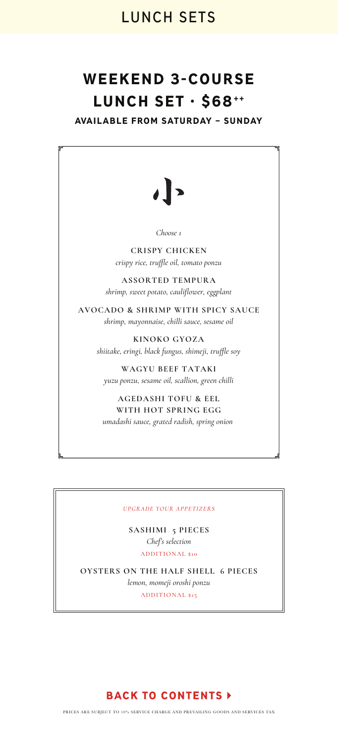# LUNCH SETS

## WEEKEND 3-COURSE LUNCH SET · $68++

**AVAILABLE FROM SATURDAY – SUNDAY**

小

*Choose 1*

**CRISPY CHICKEN**
*crispy rice, truffle oil, tomato ponzu*

**ASSORTED TEMPURA**
*shrimp, sweet potato, cauliflower, eggplant*

**AVOCADO & SHRIMP WITH SPICY SAUCE**
*shrimp, mayonnaise, chilli sauce, sesame oil*

**KINOKO GYOZA**
*shiitake, eringi, black fungus, shimeji, truffle soy*

**WAGYU BEEF TATAKI**
*yuzu ponzu, sesame oil, scallion, green chilli*

**AGEDASHI TOFU & EEL WITH HOT SPRING EGG**
*umadashi sauce, grated radish, spring onion*

*UPGRADE YOUR APPETIZERS*

**SASHIMI 5 PIECES**
*Chef's selection*
ADDITIONAL $10

**OYSTERS ON THE HALF SHELL 6 PIECES**
*lemon, momeji oroshi ponzu*
ADDITIONAL $15

**BACK TO CONTENTS ▸**

PRICES ARE SUBJECT TO 10% SERVICE CHARGE AND PREVAILING GOODS AND SERVICES TAX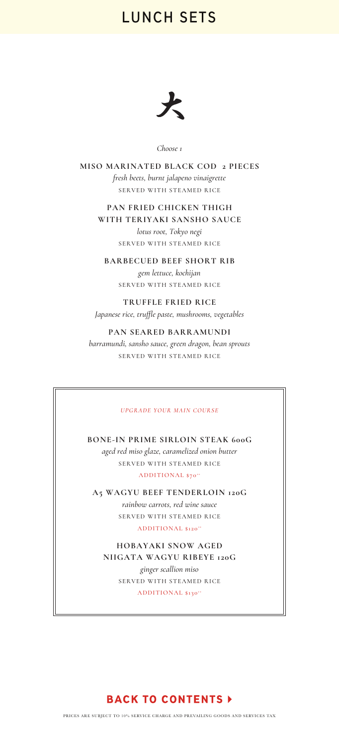# LUNCH SETS

大

*Choose 1*

**MISO MARINATED BLACK COD 2 PIECES**
*fresh beets, burnt jalapeno vinaigrette*
SERVED WITH STEAMED RICE

**PAN FRIED CHICKEN THIGH WITH TERIYAKI SANSHO SAUCE**
*lotus root, Tokyo negi*
SERVED WITH STEAMED RICE

**BARBECUED BEEF SHORT RIB**
*gem lettuce, kochijan*
SERVED WITH STEAMED RICE

**TRUFFLE FRIED RICE**
*Japanese rice, truffle paste, mushrooms, vegetables*

**PAN SEARED BARRAMUNDI**
*barramundi, sansho sauce, green dragon, bean sprouts*
SERVED WITH STEAMED RICE

*UPGRADE YOUR MAIN COURSE*

**BONE-IN PRIME SIRLOIN STEAK 600G**
*aged red miso glaze, caramelized onion butter*
SERVED WITH STEAMED RICE
ADDITIONAL $70++

**A5 WAGYU BEEF TENDERLOIN 120G**
*rainbow carrots, red wine sauce*
SERVED WITH STEAMED RICE
ADDITIONAL $120++

**HOBAYAKI SNOW AGED NIIGATA WAGYU RIBEYE 120G**
*ginger scallion miso*
SERVED WITH STEAMED RICE
ADDITIONAL $130++

**BACK TO CONTENTS ▸**

PRICES ARE SUBJECT TO 10% SERVICE CHARGE AND PREVAILING GOODS AND SERVICES TAX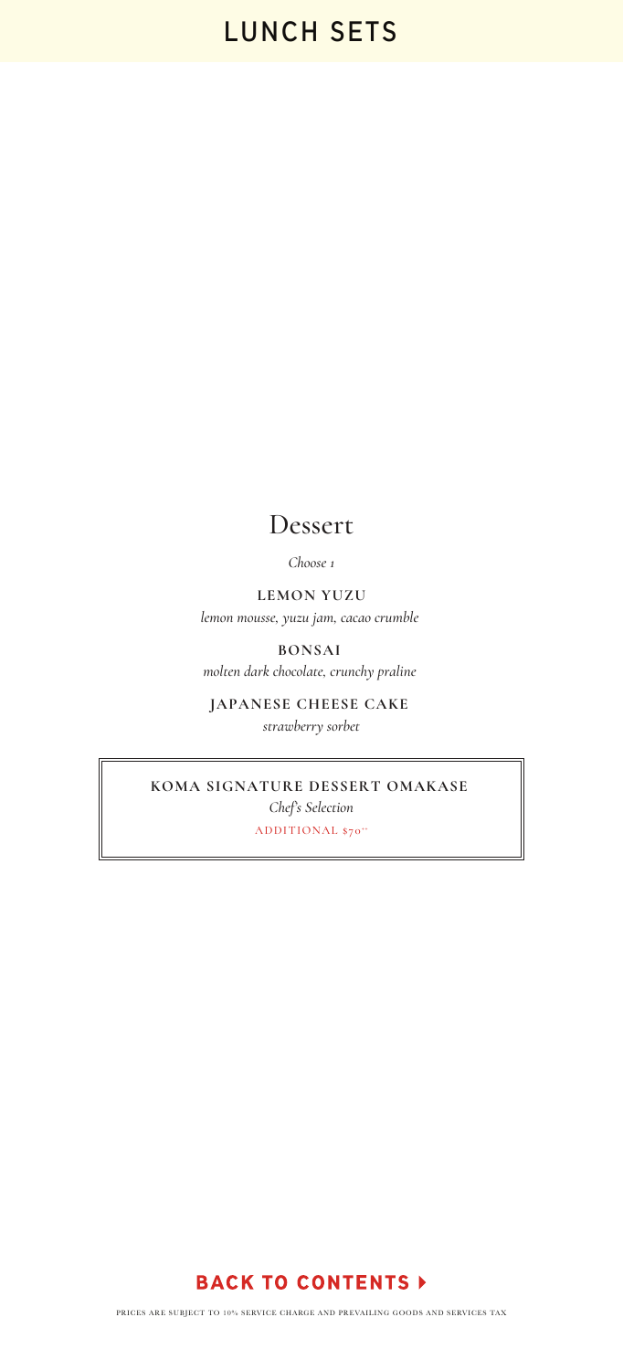# LUNCH SETS

## Dessert

*Choose 1*

**LEMON YUZU**
*lemon mousse, yuzu jam, cacao crumble*

**BONSAI**
*molten dark chocolate, crunchy praline*

**JAPANESE CHEESE CAKE**
*strawberry sorbet*

**KOMA SIGNATURE DESSERT OMAKASE**
*Chef's Selection*
ADDITIONAL $70++

**BACK TO CONTENTS ▸**

PRICES ARE SUBJECT TO 10% SERVICE CHARGE AND PREVAILING GOODS AND SERVICES TAX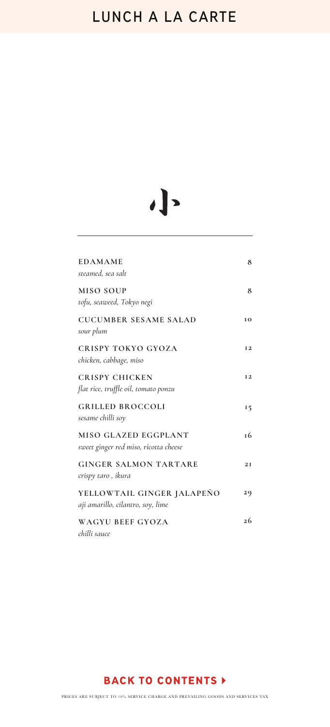# LUNCH A LA CARTE

小

| | |
|---|---|
| **EDAMAME**<br>*steamed, sea salt* | 8 |
| **MISO SOUP**<br>*tofu, seaweed, Tokyo negi* | 8 |
| **CUCUMBER SESAME SALAD**<br>*sour plum* | 10 |
| **CRISPY TOKYO GYOZA**<br>*chicken, cabbage, miso* | 12 |
| **CRISPY CHICKEN**<br>*flat rice, truffle oil, tomato ponzu* | 12 |
| **GRILLED BROCCOLI**<br>*sesame chilli soy* | 15 |
| **MISO GLAZED EGGPLANT**<br>*sweet ginger red miso, ricotta cheese* | 16 |
| **GINGER SALMON TARTARE**<br>*crispy taro , ikura* | 21 |
| **YELLOWTAIL GINGER JALAPEÑO**<br>*aji amarillo, cilantro, soy, lime* | 29 |
| **WAGYU BEEF GYOZA**<br>*chilli sauce* | 26 |

**BACK TO CONTENTS ▸**

PRICES ARE SUBJECT TO 10% SERVICE CHARGE AND PREVAILING GOODS AND SERVICES TAX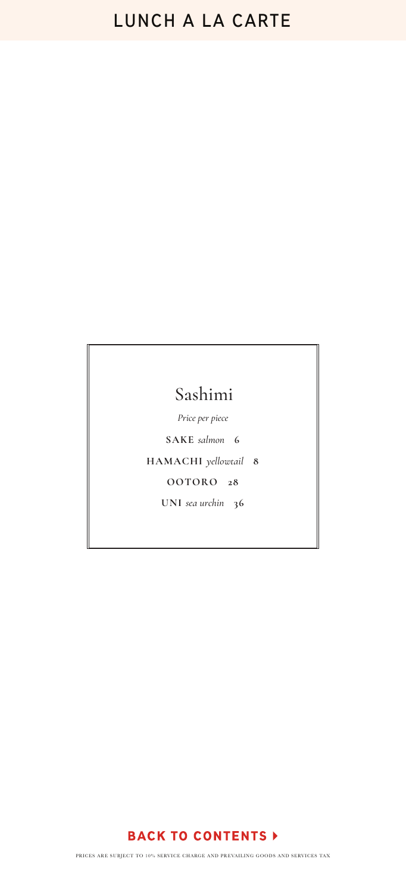# LUNCH A LA CARTE

## Sashimi

*Price per piece*

**SAKE** *salmon* **6**

**HAMACHI** *yellowtail* **8**

**OOTORO** **28**

**UNI** *sea urchin* **36**

**BACK TO CONTENTS ▸**

PRICES ARE SUBJECT TO 10% SERVICE CHARGE AND PREVAILING GOODS AND SERVICES TAX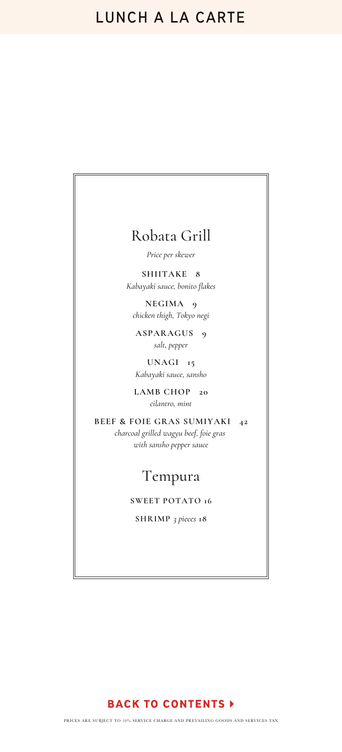# LUNCH A LA CARTE

## Robata Grill

*Price per skewer*

**SHIITAKE 8**
*Kabayaki sauce, bonito flakes*

**NEGIMA 9**
*chicken thigh, Tokyo negi*

**ASPARAGUS 9**
*salt, pepper*

**UNAGI 15**
*Kabayaki sauce, sansho*

**LAMB CHOP 20**
*cilantro, mint*

**BEEF & FOIE GRAS SUMIYAKI 42**
*charcoal grilled wagyu beef, foie gras with sansho pepper sauce*

## Tempura

**SWEET POTATO 16**

**SHRIMP** *3 pieces* **18**

**BACK TO CONTENTS ▸**

PRICES ARE SUBJECT TO 10% SERVICE CHARGE AND PREVAILING GOODS AND SERVICES TAX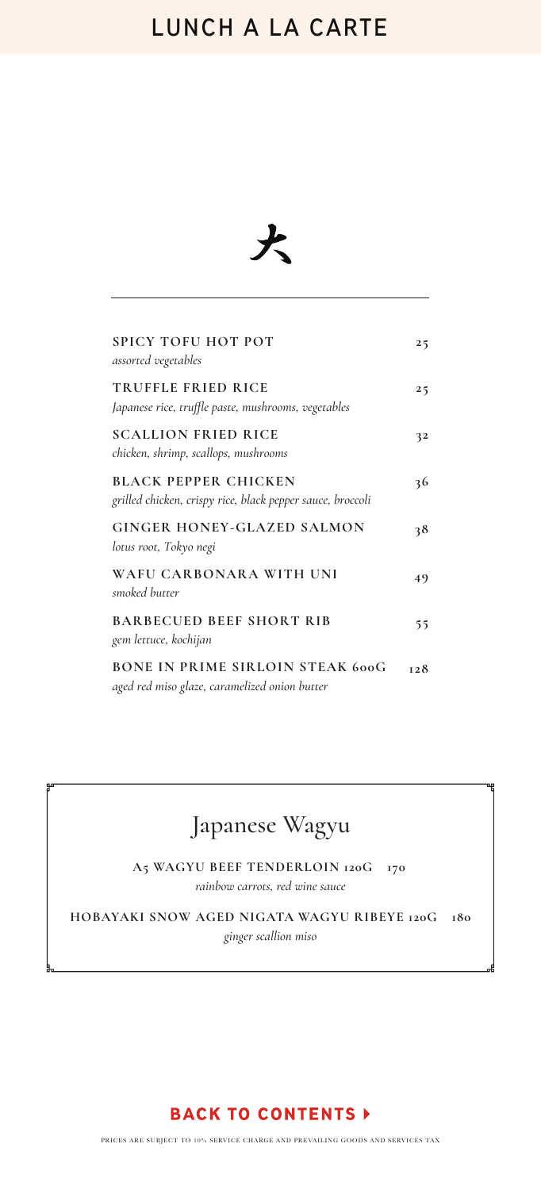# LUNCH A LA CARTE

大

**SPICY TOFU HOT POT** 25
*assorted vegetables*

**TRUFFLE FRIED RICE** 25
*Japanese rice, truffle paste, mushrooms, vegetables*

**SCALLION FRIED RICE** 32
*chicken, shrimp, scallops, mushrooms*

**BLACK PEPPER CHICKEN** 36
*grilled chicken, crispy rice, black pepper sauce, broccoli*

**GINGER HONEY-GLAZED SALMON** 38
*lotus root, Tokyo negi*

**WAFU CARBONARA WITH UNI** 49
*smoked butter*

**BARBECUED BEEF SHORT RIB** 55
*gem lettuce, kochijan*

**BONE IN PRIME SIRLOIN STEAK 600G** 128
*aged red miso glaze, caramelized onion butter*

## Japanese Wagyu

**A5 WAGYU BEEF TENDERLOIN 120G** 170
*rainbow carrots, red wine sauce*

**HOBAYAKI SNOW AGED NIGATA WAGYU RIBEYE 120G** 180
*ginger scallion miso*

**BACK TO CONTENTS ▸**

PRICES ARE SUBJECT TO 10% SERVICE CHARGE AND PREVAILING GOODS AND SERVICES TAX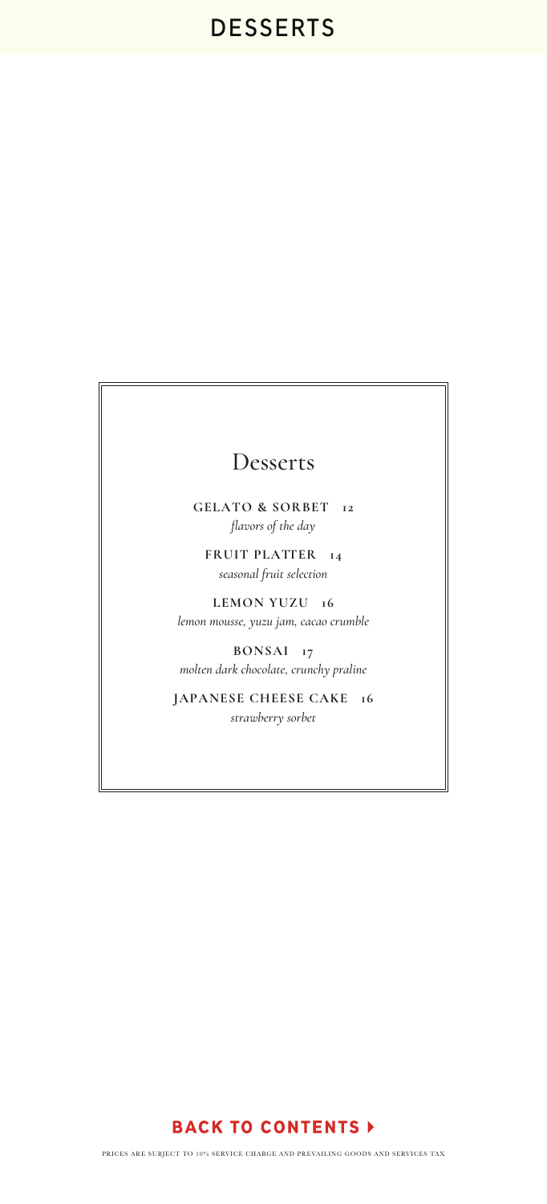# DESSERTS

## Desserts

**GELATO & SORBET 12**
*flavors of the day*

**FRUIT PLATTER 14**
*seasonal fruit selection*

**LEMON YUZU 16**
*lemon mousse, yuzu jam, cacao crumble*

**BONSAI 17**
*molten dark chocolate, crunchy praline*

**JAPANESE CHEESE CAKE 16**
*strawberry sorbet*

**BACK TO CONTENTS ▸**

PRICES ARE SUBJECT TO 10% SERVICE CHARGE AND PREVAILING GOODS AND SERVICES TAX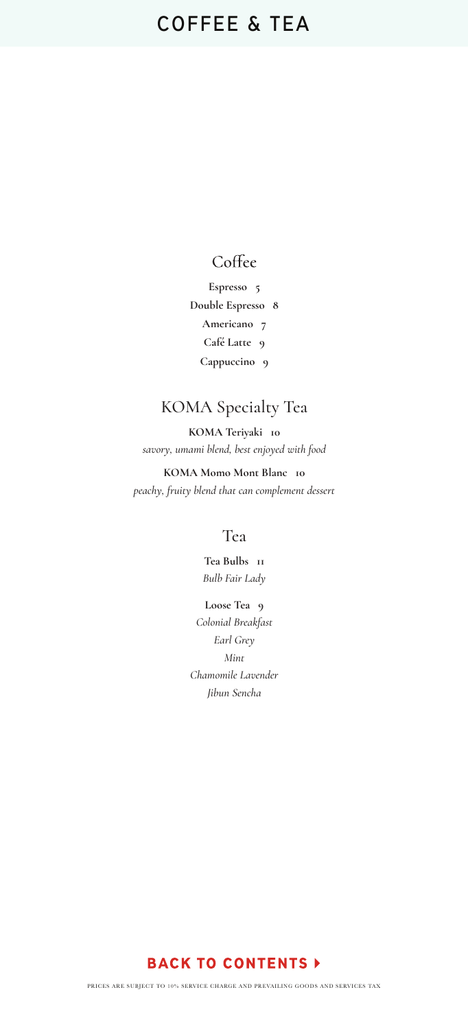# COFFEE & TEA

## Coffee

**Espresso** 5

**Double Espresso** 8

**Americano** 7

**Café Latte** 9

**Cappuccino** 9

## KOMA Specialty Tea

**KOMA Teriyaki** 10
*savory, umami blend, best enjoyed with food*

**KOMA Momo Mont Blanc** 10
*peachy, fruity blend that can complement dessert*

## Tea

**Tea Bulbs** 11
*Bulb Fair Lady*

**Loose Tea** 9
*Colonial Breakfast*
*Earl Grey*
*Mint*
*Chamomile Lavender*
*Jibun Sencha*

**BACK TO CONTENTS ▸**

PRICES ARE SUBJECT TO 10% SERVICE CHARGE AND PREVAILING GOODS AND SERVICES TAX